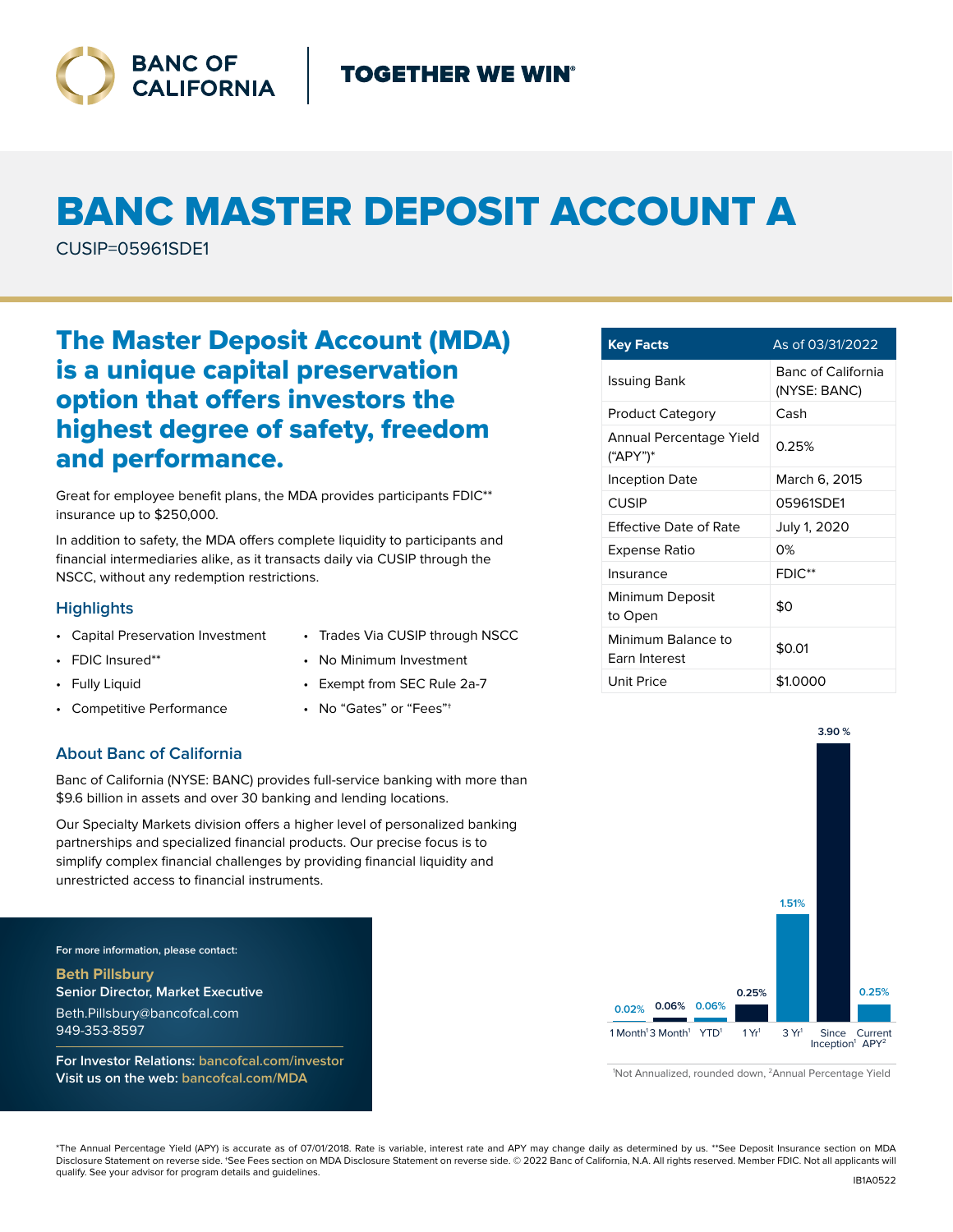BANC OF CALIFORNIA

TOGETHER WE WIN®

# BANC MASTER DEPOSIT ACCOUNT A

CUSIP=05961SDE1

## The Master Deposit Account (MDA) is a unique capital preservation option that offers investors the highest degree of safety, freedom and performance.

Great for employee benefit plans, the MDA provides participants FDIC** insurance up to $250,000.

In addition to safety, the MDA offers complete liquidity to participants and financial intermediaries alike, as it transacts daily via CUSIP through the NSCC, without any redemption restrictions.

### Highlights

- Capital Preservation Investment
- FDIC Insured**
- Fully Liquid
- Competitive Performance
- Trades Via CUSIP through NSCC
- No Minimum Investment
- Exempt from SEC Rule 2a-7
- No "Gates" or "Fees"†

### About Banc of California

Banc of California (NYSE: BANC) provides full-service banking with more than $9.6 billion in assets and over 30 banking and lending locations.

Our Specialty Markets division offers a higher level of personalized banking partnerships and specialized financial products. Our precise focus is to simplify complex financial challenges by providing financial liquidity and unrestricted access to financial instruments.

| Key Facts | As of 03/31/2022 |
|---|---|
| Issuing Bank | Banc of California (NYSE: BANC) |
| Product Category | Cash |
| Annual Percentage Yield ("APY")* | 0.25% |
| Inception Date | March 6, 2015 |
| CUSIP | 05961SDE1 |
| Effective Date of Rate | July 1, 2020 |
| Expense Ratio | 0% |
| Insurance | FDIC** |
| Minimum Deposit to Open | $0 |
| Minimum Balance to Earn Interest | $0.01 |
| Unit Price | $1.0000 |

| 1 Month[1] | 3 Month[1] | YTD[1] | 1 Yr[1] | 3 Yr[1] | Since Inception[1] | Current APY[2] |
|---|---|---|---|---|---|---|
| 0.02% | 0.06% | 0.06% | 0.25% | 1.51% | 3.90 % | 0.25% |

[1]Not Annualized, rounded down, [2]Annual Percentage Yield

For more information, please contact:

**Beth Pillsbury**
**Senior Director, Market Executive**
Beth.Pillsbury@bancofcal.com
949-353-8597

**For Investor Relations:** bancofcal.com/investor
**Visit us on the web:** bancofcal.com/MDA

*The Annual Percentage Yield (APY) is accurate as of 07/01/2018. Rate is variable, interest rate and APY may change daily as determined by us. **See Deposit Insurance section on MDA Disclosure Statement on reverse side. †See Fees section on MDA Disclosure Statement on reverse side. © 2022 Banc of California, N.A. All rights reserved. Member FDIC. Not all applicants will qualify. See your advisor for program details and guidelines.

IB1A0522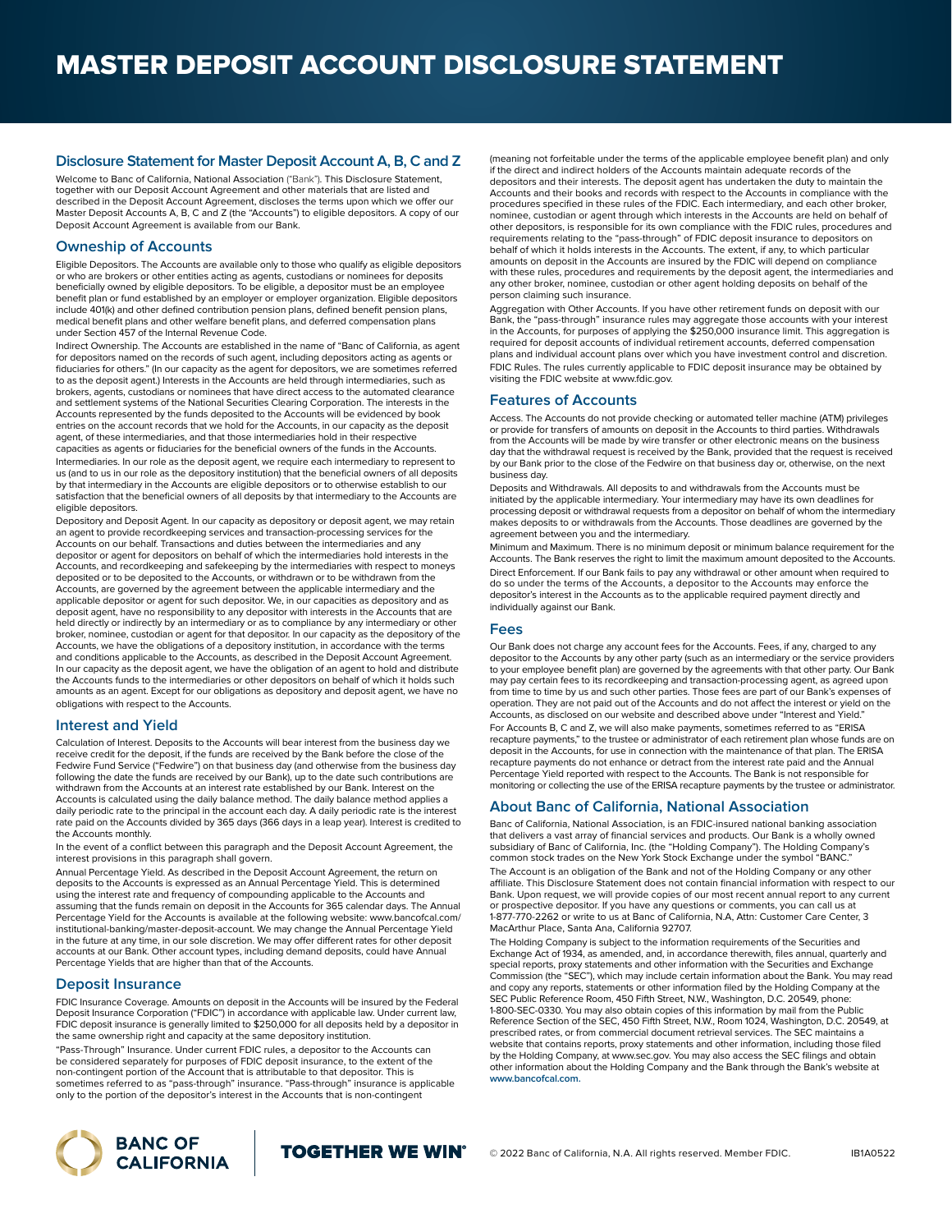# MASTER DEPOSIT ACCOUNT DISCLOSURE STATEMENT

## Disclosure Statement for Master Deposit Account A, B, C and Z

Welcome to Banc of California, National Association ("Bank"). This Disclosure Statement, together with our Deposit Account Agreement and other materials that are listed and described in the Deposit Account Agreement, discloses the terms upon which we offer our Master Deposit Accounts A, B, C and Z (the "Accounts") to eligible depositors. A copy of our Deposit Account Agreement is available from our Bank.

## Owneship of Accounts

Eligible Depositors. The Accounts are available only to those who qualify as eligible depositors or who are brokers or other entities acting as agents, custodians or nominees for deposits beneficially owned by eligible depositors. To be eligible, a depositor must be an employee benefit plan or fund established by an employer or employer organization. Eligible depositors include 401(k) and other defined contribution pension plans, defined benefit pension plans, medical benefit plans and other welfare benefit plans, and deferred compensation plans under Section 457 of the Internal Revenue Code.

Indirect Ownership. The Accounts are established in the name of "Banc of California, as agent for depositors named on the records of such agent, including depositors acting as agents or fiduciaries for others." (In our capacity as the agent for depositors, we are sometimes referred to as the deposit agent.) Interests in the Accounts are held through intermediaries, such as brokers, agents, custodians or nominees that have direct access to the automated clearance and settlement systems of the National Securities Clearing Corporation. The interests in the Accounts represented by the funds deposited to the Accounts will be evidenced by book entries on the account records that we hold for the Accounts, in our capacity as the deposit agent, of these intermediaries, and that those intermediaries hold in their respective capacities as agents or fiduciaries for the beneficial owners of the funds in the Accounts.

Intermediaries. In our role as the deposit agent, we require each intermediary to represent to us (and to us in our role as the depository institution) that the beneficial owners of all deposits by that intermediary in the Accounts are eligible depositors or to otherwise establish to our satisfaction that the beneficial owners of all deposits by that intermediary to the Accounts are eligible depositors.

Depository and Deposit Agent. In our capacity as depository or deposit agent, we may retain an agent to provide recordkeeping services and transaction-processing services for the Accounts on our behalf. Transactions and duties between the intermediaries and any depositor or agent for depositors on behalf of which the intermediaries hold interests in the Accounts, and recordkeeping and safekeeping by the intermediaries with respect to moneys deposited or to be deposited to the Accounts, or withdrawn or to be withdrawn from the Accounts, are governed by the agreement between the applicable intermediary and the applicable depositor or agent for such depositor. We, in our capacities as depository and as deposit agent, have no responsibility to any depositor with interests in the Accounts that are held directly or indirectly by an intermediary or as to compliance by any intermediary or other broker, nominee, custodian or agent for that depositor. In our capacity as the depository of the Accounts, we have the obligations of a depository institution, in accordance with the terms and conditions applicable to the Accounts, as described in the Deposit Account Agreement. In our capacity as the deposit agent, we have the obligation of an agent to hold and distribute the Accounts funds to the intermediaries or other depositors on behalf of which it holds such amounts as an agent. Except for our obligations as depository and deposit agent, we have no obligations with respect to the Accounts.

## Interest and Yield

Calculation of Interest. Deposits to the Accounts will bear interest from the business day we receive credit for the deposit, if the funds are received by the Bank before the close of the Fedwire Fund Service ("Fedwire") on that business day (and otherwise from the business day following the date the funds are received by our Bank), up to the date such contributions are withdrawn from the Accounts at an interest rate established by our Bank. Interest on the Accounts is calculated using the daily balance method. The daily balance method applies a daily periodic rate to the principal in the account each day. A daily periodic rate is the interest rate paid on the Accounts divided by 365 days (366 days in a leap year). Interest is credited to the Accounts monthly.

In the event of a conflict between this paragraph and the Deposit Account Agreement, the interest provisions in this paragraph shall govern.

Annual Percentage Yield. As described in the Deposit Account Agreement, the return on deposits to the Accounts is expressed as an Annual Percentage Yield. This is determined using the interest rate and frequency of compounding applicable to the Accounts and assuming that the funds remain on deposit in the Accounts for 365 calendar days. The Annual Percentage Yield for the Accounts is available at the following website: www.bancofcal.com/institutional-banking/master-deposit-account. We may change the Annual Percentage Yield in the future at any time, in our sole discretion. We may offer different rates for other deposit accounts at our Bank. Other account types, including demand deposits, could have Annual Percentage Yields that are higher than that of the Accounts.

## Deposit Insurance

FDIC Insurance Coverage. Amounts on deposit in the Accounts will be insured by the Federal Deposit Insurance Corporation ("FDIC") in accordance with applicable law. Under current law, FDIC deposit insurance is generally limited to $250,000 for all deposits held by a depositor in the same ownership right and capacity at the same depository institution.

"Pass-Through" Insurance. Under current FDIC rules, a depositor to the Accounts can be considered separately for purposes of FDIC deposit insurance, to the extent of the non-contingent portion of the Account that is attributable to that depositor. This is sometimes referred to as "pass-through" insurance. "Pass-through" insurance is applicable only to the portion of the depositor's interest in the Accounts that is non-contingent (meaning not forfeitable under the terms of the applicable employee benefit plan) and only if the direct and indirect holders of the Accounts maintain adequate records of the depositors and their interests. The deposit agent has undertaken the duty to maintain the Accounts and their books and records with respect to the Accounts in compliance with the procedures specified in these rules of the FDIC. Each intermediary, and each other broker, nominee, custodian or agent through which interests in the Accounts are held on behalf of other depositors, is responsible for its own compliance with the FDIC rules, procedures and requirements relating to the "pass-through" of FDIC deposit insurance to depositors on behalf of which it holds interests in the Accounts. The extent, if any, to which particular amounts on deposit in the Accounts are insured by the FDIC will depend on compliance with these rules, procedures and requirements by the deposit agent, the intermediaries and any other broker, nominee, custodian or other agent holding deposits on behalf of the person claiming such insurance.

Aggregation with Other Accounts. If you have other retirement funds on deposit with our Bank, the "pass-through" insurance rules may aggregate those accounts with your interest in the Accounts, for purposes of applying the $250,000 insurance limit. This aggregation is required for deposit accounts of individual retirement accounts, deferred compensation plans and individual account plans over which you have investment control and discretion.

FDIC Rules. The rules currently applicable to FDIC deposit insurance may be obtained by visiting the FDIC website at www.fdic.gov.

## Features of Accounts

Access. The Accounts do not provide checking or automated teller machine (ATM) privileges or provide for transfers of amounts on deposit in the Accounts to third parties. Withdrawals from the Accounts will be made by wire transfer or other electronic means on the business day that the withdrawal request is received by the Bank, provided that the request is received by our Bank prior to the close of the Fedwire on that business day or, otherwise, on the next business day.

Deposits and Withdrawals. All deposits to and withdrawals from the Accounts must be initiated by the applicable intermediary. Your intermediary may have its own deadlines for processing deposit or withdrawal requests from a depositor on behalf of whom the intermediary makes deposits to or withdrawals from the Accounts. Those deadlines are governed by the agreement between you and the intermediary.

Minimum and Maximum. There is no minimum deposit or minimum balance requirement for the Accounts. The Bank reserves the right to limit the maximum amount deposited to the Accounts.

Direct Enforcement. If our Bank fails to pay any withdrawal or other amount when required to do so under the terms of the Accounts, a depositor to the Accounts may enforce the depositor's interest in the Accounts as to the applicable required payment directly and individually against our Bank.

## Fees

Our Bank does not charge any account fees for the Accounts. Fees, if any, charged to any depositor to the Accounts by any other party (such as an intermediary or the service providers to your employee benefit plan) are governed by the agreements with that other party. Our Bank may pay certain fees to its recordkeeping and transaction-processing agent, as agreed upon from time to time by us and such other parties. Those fees are part of our Bank's expenses of operation. They are not paid out of the Accounts and do not affect the interest or yield on the Accounts, as disclosed on our website and described above under "Interest and Yield."

For Accounts B, C and Z, we will also make payments, sometimes referred to as "ERISA recapture payments," to the trustee or administrator of each retirement plan whose funds are on deposit in the Accounts, for use in connection with the maintenance of that plan. The ERISA recapture payments do not enhance or detract from the interest rate paid and the Annual Percentage Yield reported with respect to the Accounts. The Bank is not responsible for monitoring or collecting the use of the ERISA recapture payments by the trustee or administrator.

## About Banc of California, National Association

Banc of California, National Association, is an FDIC-insured national banking association that delivers a vast array of financial services and products. Our Bank is a wholly owned subsidiary of Banc of California, Inc. (the "Holding Company"). The Holding Company's common stock trades on the New York Stock Exchange under the symbol "BANC."

The Account is an obligation of the Bank and not of the Holding Company or any other affiliate. This Disclosure Statement does not contain financial information with respect to our Bank. Upon request, we will provide copies of our most recent annual report to any current or prospective depositor. If you have any questions or comments, you can call us at 1-877-770-2262 or write to us at Banc of California, N.A, Attn: Customer Care Center, 3 MacArthur Place, Santa Ana, California 92707.

The Holding Company is subject to the information requirements of the Securities and Exchange Act of 1934, as amended, and, in accordance therewith, files annual, quarterly and special reports, proxy statements and other information with the Securities and Exchange Commission (the "SEC"), which may include certain information about the Bank. You may read and copy any reports, statements or other information filed by the Holding Company at the SEC Public Reference Room, 450 Fifth Street, N.W., Washington, D.C. 20549, phone: 1-800-SEC-0330. You may also obtain copies of this information by mail from the Public Reference Section of the SEC, 450 Fifth Street, N.W., Room 1024, Washington, D.C. 20549, at prescribed rates, or from commercial document retrieval services. The SEC maintains a website that contains reports, proxy statements and other information, including those filed by the Holding Company, at www.sec.gov. You may also access the SEC filings and obtain other information about the Holding Company and the Bank through the Bank's website at **www.bancofcal.com**.

BANC OF CALIFORNIA | TOGETHER WE WIN®

© 2022 Banc of California, N.A. All rights reserved. Member FDIC. IB1A0522